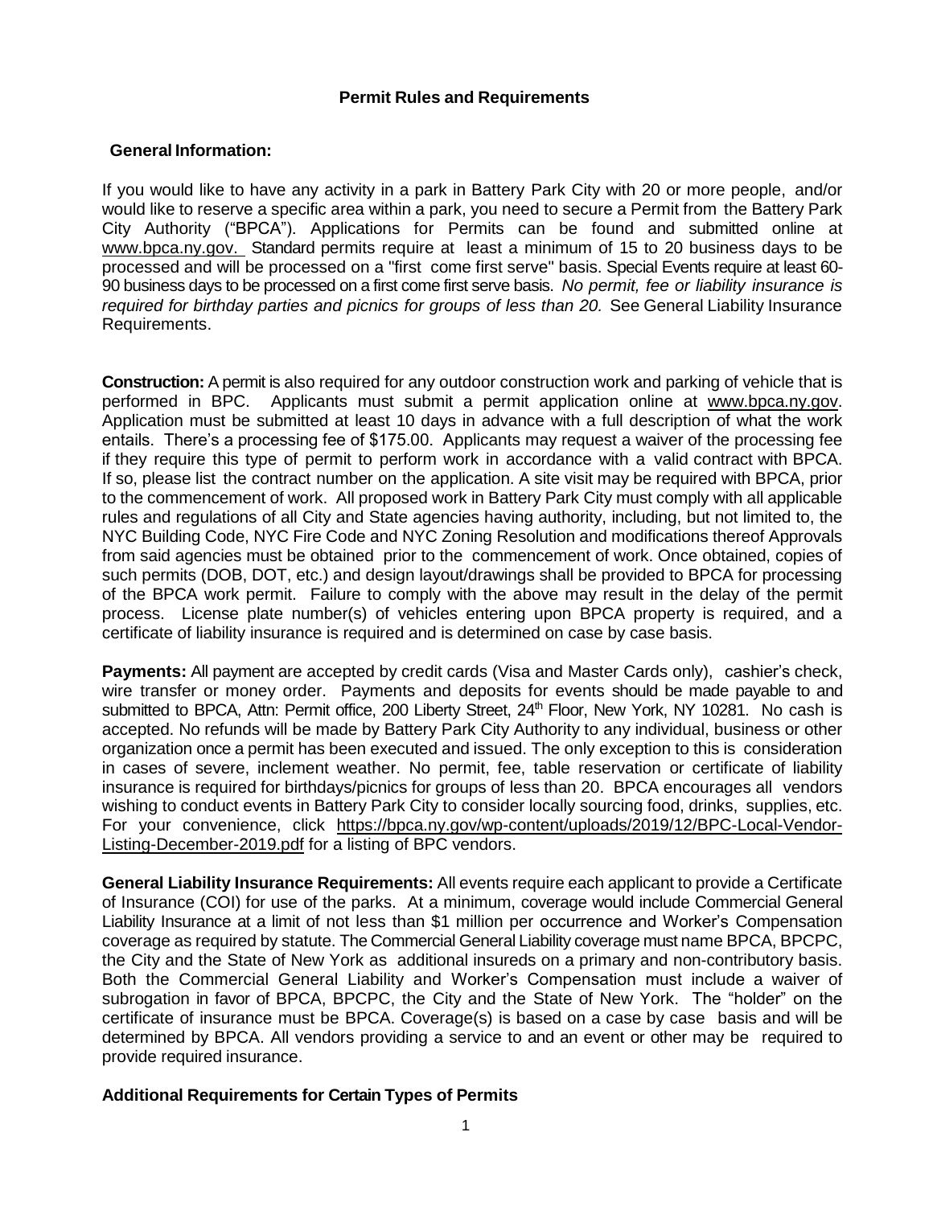## Permit Rules and Requirements

### General Information:

If you would like to have any activity in a park in Battery Park City with 20 or more people, and/or would like to reserve a specific area within a park, you need to secure a Permit from the Battery Park City Authority ("BPCA"). Applications for Permits can be found and submitted online at www.bpca.ny.gov. Standard permits require at least a minimum of 15 to 20 business days to be processed and will be processed on a "first come first serve" basis. Special Events require at least 60-90 business days to be processed on a first come first serve basis. *No permit, fee or liability insurance is required for birthday parties and picnics for groups of less than 20.* See General Liability Insurance Requirements.

**Construction:** A permit is also required for any outdoor construction work and parking of vehicle that is performed in BPC. Applicants must submit a permit application online at www.bpca.ny.gov. Application must be submitted at least 10 days in advance with a full description of what the work entails. There's a processing fee of $175.00. Applicants may request a waiver of the processing fee if they require this type of permit to perform work in accordance with a valid contract with BPCA. If so, please list the contract number on the application. A site visit may be required with BPCA, prior to the commencement of work. All proposed work in Battery Park City must comply with all applicable rules and regulations of all City and State agencies having authority, including, but not limited to, the NYC Building Code, NYC Fire Code and NYC Zoning Resolution and modifications thereof Approvals from said agencies must be obtained prior to the commencement of work. Once obtained, copies of such permits (DOB, DOT, etc.) and design layout/drawings shall be provided to BPCA for processing of the BPCA work permit. Failure to comply with the above may result in the delay of the permit process. License plate number(s) of vehicles entering upon BPCA property is required, and a certificate of liability insurance is required and is determined on case by case basis.

**Payments:** All payment are accepted by credit cards (Visa and Master Cards only), cashier's check, wire transfer or money order. Payments and deposits for events should be made payable to and submitted to BPCA, Attn: Permit office, 200 Liberty Street, 24th Floor, New York, NY 10281. No cash is accepted. No refunds will be made by Battery Park City Authority to any individual, business or other organization once a permit has been executed and issued. The only exception to this is consideration in cases of severe, inclement weather. No permit, fee, table reservation or certificate of liability insurance is required for birthdays/picnics for groups of less than 20. BPCA encourages all vendors wishing to conduct events in Battery Park City to consider locally sourcing food, drinks, supplies, etc. For your convenience, click https://bpca.ny.gov/wp-content/uploads/2019/12/BPC-Local-Vendor-Listing-December-2019.pdf for a listing of BPC vendors.

**General Liability Insurance Requirements:** All events require each applicant to provide a Certificate of Insurance (COI) for use of the parks. At a minimum, coverage would include Commercial General Liability Insurance at a limit of not less than $1 million per occurrence and Worker's Compensation coverage as required by statute. The Commercial General Liability coverage must name BPCA, BPCPC, the City and the State of New York as additional insureds on a primary and non-contributory basis. Both the Commercial General Liability and Worker's Compensation must include a waiver of subrogation in favor of BPCA, BPCPC, the City and the State of New York. The "holder" on the certificate of insurance must be BPCA. Coverage(s) is based on a case by case basis and will be determined by BPCA. All vendors providing a service to and an event or other may be required to provide required insurance.

### Additional Requirements for Certain Types of Permits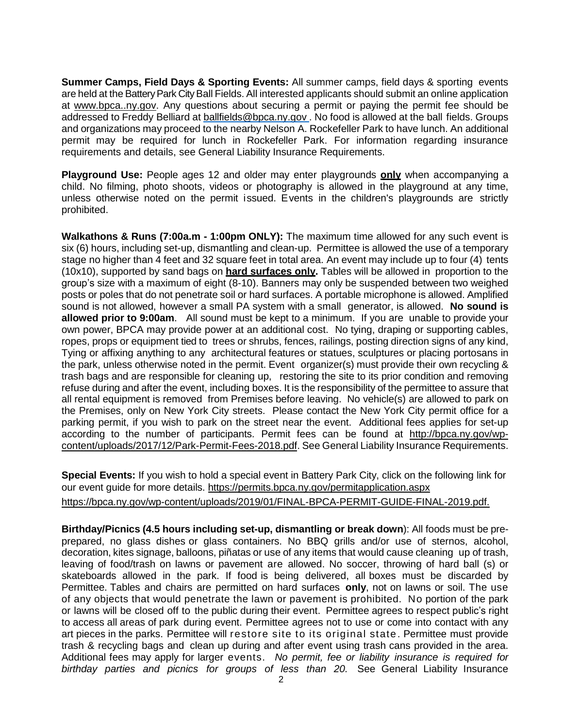**Summer Camps, Field Days & Sporting Events:** All summer camps, field days & sporting events are held at the Battery Park City Ball Fields. All interested applicants should submit an online application at www.bpca..ny.gov. Any questions about securing a permit or paying the permit fee should be addressed to Freddy Belliard at ballfields@bpca.ny.gov . No food is allowed at the ball fields. Groups and organizations may proceed to the nearby Nelson A. Rockefeller Park to have lunch. An additional permit may be required for lunch in Rockefeller Park. For information regarding insurance requirements and details, see General Liability Insurance Requirements.

**Playground Use:** People ages 12 and older may enter playgrounds **only** when accompanying a child. No filming, photo shoots, videos or photography is allowed in the playground at any time, unless otherwise noted on the permit issued. Events in the children's playgrounds are strictly prohibited.

**Walkathons & Runs (7:00a.m - 1:00pm ONLY):** The maximum time allowed for any such event is six (6) hours, including set-up, dismantling and clean-up. Permittee is allowed the use of a temporary stage no higher than 4 feet and 32 square feet in total area. An event may include up to four (4) tents (10x10), supported by sand bags on **hard surfaces only.** Tables will be allowed in proportion to the group's size with a maximum of eight (8-10). Banners may only be suspended between two weighed posts or poles that do not penetrate soil or hard surfaces. A portable microphone is allowed. Amplified sound is not allowed, however a small PA system with a small generator, is allowed. **No sound is allowed prior to 9:00am**. All sound must be kept to a minimum. If you are unable to provide your own power, BPCA may provide power at an additional cost. No tying, draping or supporting cables, ropes, props or equipment tied to trees or shrubs, fences, railings, posting direction signs of any kind, Tying or affixing anything to any architectural features or statues, sculptures or placing portosans in the park, unless otherwise noted in the permit. Event organizer(s) must provide their own recycling & trash bags and are responsible for cleaning up, restoring the site to its prior condition and removing refuse during and after the event, including boxes. It is the responsibility of the permittee to assure that all rental equipment is removed from Premises before leaving. No vehicle(s) are allowed to park on the Premises, only on New York City streets. Please contact the New York City permit office for a parking permit, if you wish to park on the street near the event. Additional fees applies for set-up according to the number of participants. Permit fees can be found at http://bpca.ny.gov/wp-content/uploads/2017/12/Park-Permit-Fees-2018.pdf. See General Liability Insurance Requirements.

**Special Events:** If you wish to hold a special event in Battery Park City, click on the following link for our event guide for more details. https://permits.bpca.ny.gov/permitapplication.aspx
https://bpca.ny.gov/wp-content/uploads/2019/01/FINAL-BPCA-PERMIT-GUIDE-FINAL-2019.pdf.

**Birthday/Picnics (4.5 hours including set-up, dismantling or break down**): All foods must be pre-prepared, no glass dishes or glass containers. No BBQ grills and/or use of sternos, alcohol, decoration, kites signage, balloons, piñatas or use of any items that would cause cleaning up of trash, leaving of food/trash on lawns or pavement are allowed. No soccer, throwing of hard ball (s) or skateboards allowed in the park. If food is being delivered, all boxes must be discarded by Permittee. Tables and chairs are permitted on hard surfaces **only**, not on lawns or soil. The use of any objects that would penetrate the lawn or pavement is prohibited. No portion of the park or lawns will be closed off to the public during their event. Permittee agrees to respect public's right to access all areas of park during event. Permittee agrees not to use or come into contact with any art pieces in the parks. Permittee will restore site to its original state. Permittee must provide trash & recycling bags and clean up during and after event using trash cans provided in the area. Additional fees may apply for larger events. *No permit, fee or liability insurance is required for birthday parties and picnics for groups of less than 20.* See General Liability Insurance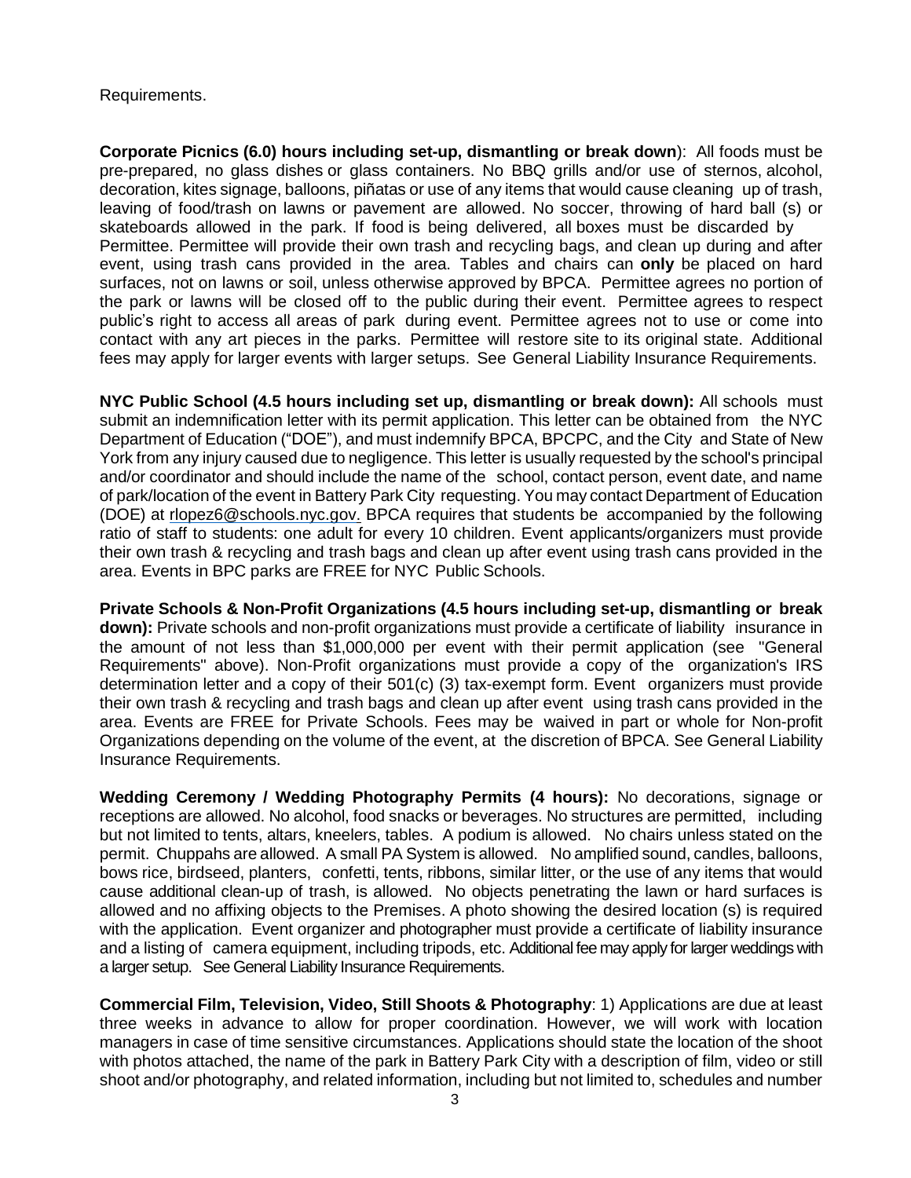Requirements.

**Corporate Picnics (6.0) hours including set-up, dismantling or break down**): All foods must be pre-prepared, no glass dishes or glass containers. No BBQ grills and/or use of sternos, alcohol, decoration, kites signage, balloons, piñatas or use of any items that would cause cleaning up of trash, leaving of food/trash on lawns or pavement are allowed. No soccer, throwing of hard ball (s) or skateboards allowed in the park. If food is being delivered, all boxes must be discarded by Permittee. Permittee will provide their own trash and recycling bags, and clean up during and after event, using trash cans provided in the area. Tables and chairs can **only** be placed on hard surfaces, not on lawns or soil, unless otherwise approved by BPCA. Permittee agrees no portion of the park or lawns will be closed off to the public during their event. Permittee agrees to respect public's right to access all areas of park during event. Permittee agrees not to use or come into contact with any art pieces in the parks. Permittee will restore site to its original state. Additional fees may apply for larger events with larger setups. See General Liability Insurance Requirements.

**NYC Public School (4.5 hours including set up, dismantling or break down):** All schools must submit an indemnification letter with its permit application. This letter can be obtained from the NYC Department of Education ("DOE"), and must indemnify BPCA, BPCPC, and the City and State of New York from any injury caused due to negligence. This letter is usually requested by the school's principal and/or coordinator and should include the name of the school, contact person, event date, and name of park/location of the event in Battery Park City requesting. You may contact Department of Education (DOE) at rlopez6@schools.nyc.gov. BPCA requires that students be accompanied by the following ratio of staff to students: one adult for every 10 children. Event applicants/organizers must provide their own trash & recycling and trash bags and clean up after event using trash cans provided in the area. Events in BPC parks are FREE for NYC Public Schools.

**Private Schools & Non-Profit Organizations (4.5 hours including set-up, dismantling or break down):** Private schools and non-profit organizations must provide a certificate of liability insurance in the amount of not less than $1,000,000 per event with their permit application (see "General Requirements" above). Non-Profit organizations must provide a copy of the organization's IRS determination letter and a copy of their 501(c) (3) tax-exempt form. Event organizers must provide their own trash & recycling and trash bags and clean up after event using trash cans provided in the area. Events are FREE for Private Schools. Fees may be waived in part or whole for Non-profit Organizations depending on the volume of the event, at the discretion of BPCA. See General Liability Insurance Requirements.

**Wedding Ceremony / Wedding Photography Permits (4 hours):** No decorations, signage or receptions are allowed. No alcohol, food snacks or beverages. No structures are permitted, including but not limited to tents, altars, kneelers, tables. A podium is allowed. No chairs unless stated on the permit. Chuppahs are allowed. A small PA System is allowed. No amplified sound, candles, balloons, bows rice, birdseed, planters, confetti, tents, ribbons, similar litter, or the use of any items that would cause additional clean-up of trash, is allowed. No objects penetrating the lawn or hard surfaces is allowed and no affixing objects to the Premises. A photo showing the desired location (s) is required with the application. Event organizer and photographer must provide a certificate of liability insurance and a listing of camera equipment, including tripods, etc. Additional fee may apply for larger weddings with a larger setup. See General Liability Insurance Requirements.

**Commercial Film, Television, Video, Still Shoots & Photography**: 1) Applications are due at least three weeks in advance to allow for proper coordination. However, we will work with location managers in case of time sensitive circumstances. Applications should state the location of the shoot with photos attached, the name of the park in Battery Park City with a description of film, video or still shoot and/or photography, and related information, including but not limited to, schedules and number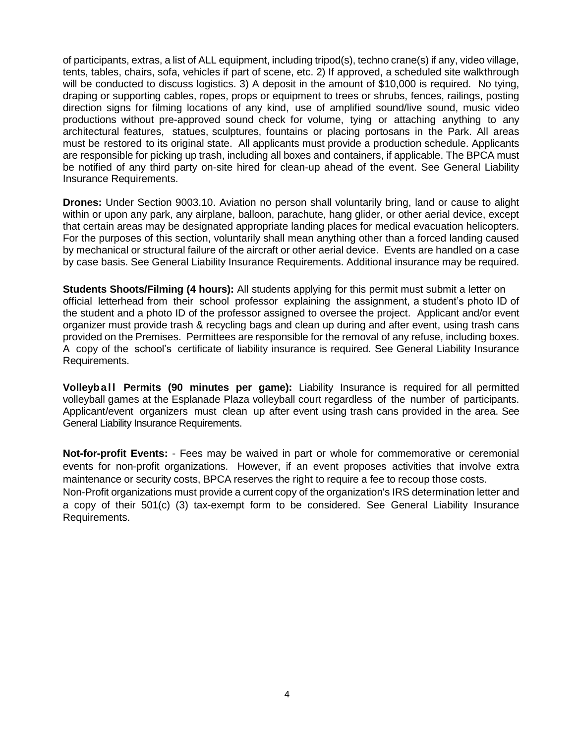of participants, extras, a list of ALL equipment, including tripod(s), techno crane(s) if any, video village, tents, tables, chairs, sofa, vehicles if part of scene, etc. 2) If approved, a scheduled site walkthrough will be conducted to discuss logistics. 3) A deposit in the amount of $10,000 is required. No tying, draping or supporting cables, ropes, props or equipment to trees or shrubs, fences, railings, posting direction signs for filming locations of any kind, use of amplified sound/live sound, music video productions without pre-approved sound check for volume, tying or attaching anything to any architectural features, statues, sculptures, fountains or placing portosans in the Park. All areas must be restored to its original state. All applicants must provide a production schedule. Applicants are responsible for picking up trash, including all boxes and containers, if applicable. The BPCA must be notified of any third party on-site hired for clean-up ahead of the event. See General Liability Insurance Requirements.

**Drones:** Under Section 9003.10. Aviation no person shall voluntarily bring, land or cause to alight within or upon any park, any airplane, balloon, parachute, hang glider, or other aerial device, except that certain areas may be designated appropriate landing places for medical evacuation helicopters. For the purposes of this section, voluntarily shall mean anything other than a forced landing caused by mechanical or structural failure of the aircraft or other aerial device. Events are handled on a case by case basis. See General Liability Insurance Requirements. Additional insurance may be required.

**Students Shoots/Filming (4 hours):** All students applying for this permit must submit a letter on official letterhead from their school professor explaining the assignment, a student's photo ID of the student and a photo ID of the professor assigned to oversee the project. Applicant and/or event organizer must provide trash & recycling bags and clean up during and after event, using trash cans provided on the Premises. Permittees are responsible for the removal of any refuse, including boxes. A copy of the school's certificate of liability insurance is required. See General Liability Insurance Requirements.

**Volleyball Permits (90 minutes per game):** Liability Insurance is required for all permitted volleyball games at the Esplanade Plaza volleyball court regardless of the number of participants. Applicant/event organizers must clean up after event using trash cans provided in the area. See General Liability Insurance Requirements.

**Not-for-profit Events:** - Fees may be waived in part or whole for commemorative or ceremonial events for non-profit organizations. However, if an event proposes activities that involve extra maintenance or security costs, BPCA reserves the right to require a fee to recoup those costs.
Non-Profit organizations must provide a current copy of the organization's IRS determination letter and a copy of their 501(c) (3) tax-exempt form to be considered. See General Liability Insurance Requirements.